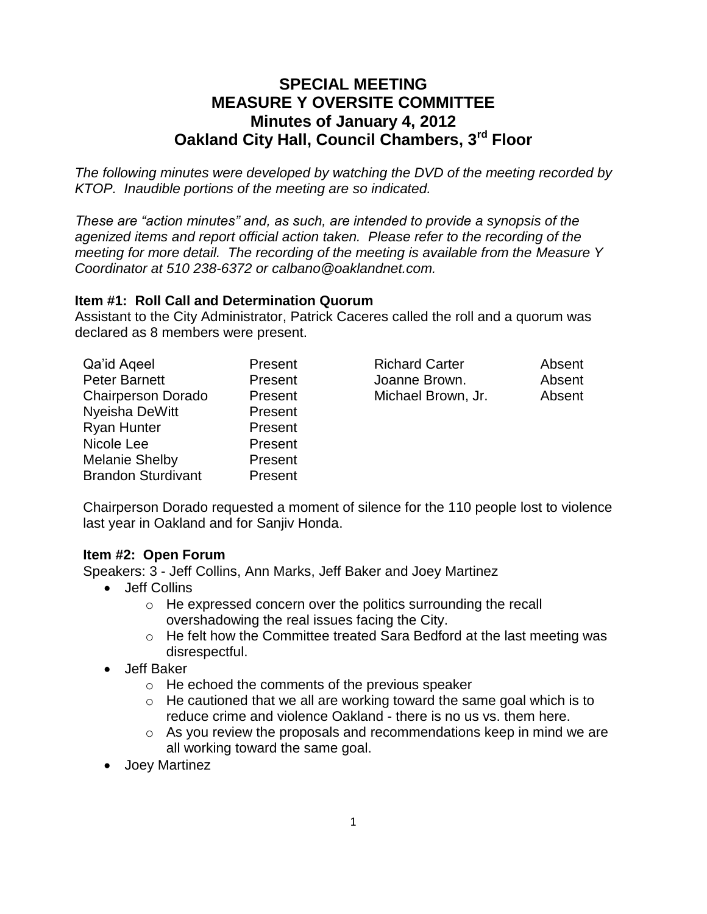# SPECIAL MEETING
# MEASURE Y OVERSITE COMMITTEE
# Minutes of January 4, 2012
# Oakland City Hall, Council Chambers, 3rd Floor

*The following minutes were developed by watching the DVD of the meeting recorded by KTOP. Inaudible portions of the meeting are so indicated.*

*These are "action minutes" and, as such, are intended to provide a synopsis of the agenized items and report official action taken. Please refer to the recording of the meeting for more detail. The recording of the meeting is available from the Measure Y Coordinator at 510 238-6372 or calbano@oaklandnet.com.*

### Item #1: Roll Call and Determination Quorum

Assistant to the City Administrator, Patrick Caceres called the roll and a quorum was declared as 8 members were present.

| | | | |
|---|---|---|---|
| Qa'id Aqeel | Present | Richard Carter | Absent |
| Peter Barnett | Present | Joanne Brown. | Absent |
| Chairperson Dorado | Present | Michael Brown, Jr. | Absent |
| Nyeisha DeWitt | Present | | |
| Ryan Hunter | Present | | |
| Nicole Lee | Present | | |
| Melanie Shelby | Present | | |
| Brandon Sturdivant | Present | | |

Chairperson Dorado requested a moment of silence for the 110 people lost to violence last year in Oakland and for Sanjiv Honda.

### Item #2: Open Forum

Speakers: 3 - Jeff Collins, Ann Marks, Jeff Baker and Joey Martinez

- Jeff Collins
    - He expressed concern over the politics surrounding the recall overshadowing the real issues facing the City.
    - He felt how the Committee treated Sara Bedford at the last meeting was disrespectful.
- Jeff Baker
    - He echoed the comments of the previous speaker
    - He cautioned that we all are working toward the same goal which is to reduce crime and violence Oakland - there is no us vs. them here.
    - As you review the proposals and recommendations keep in mind we are all working toward the same goal.
- Joey Martinez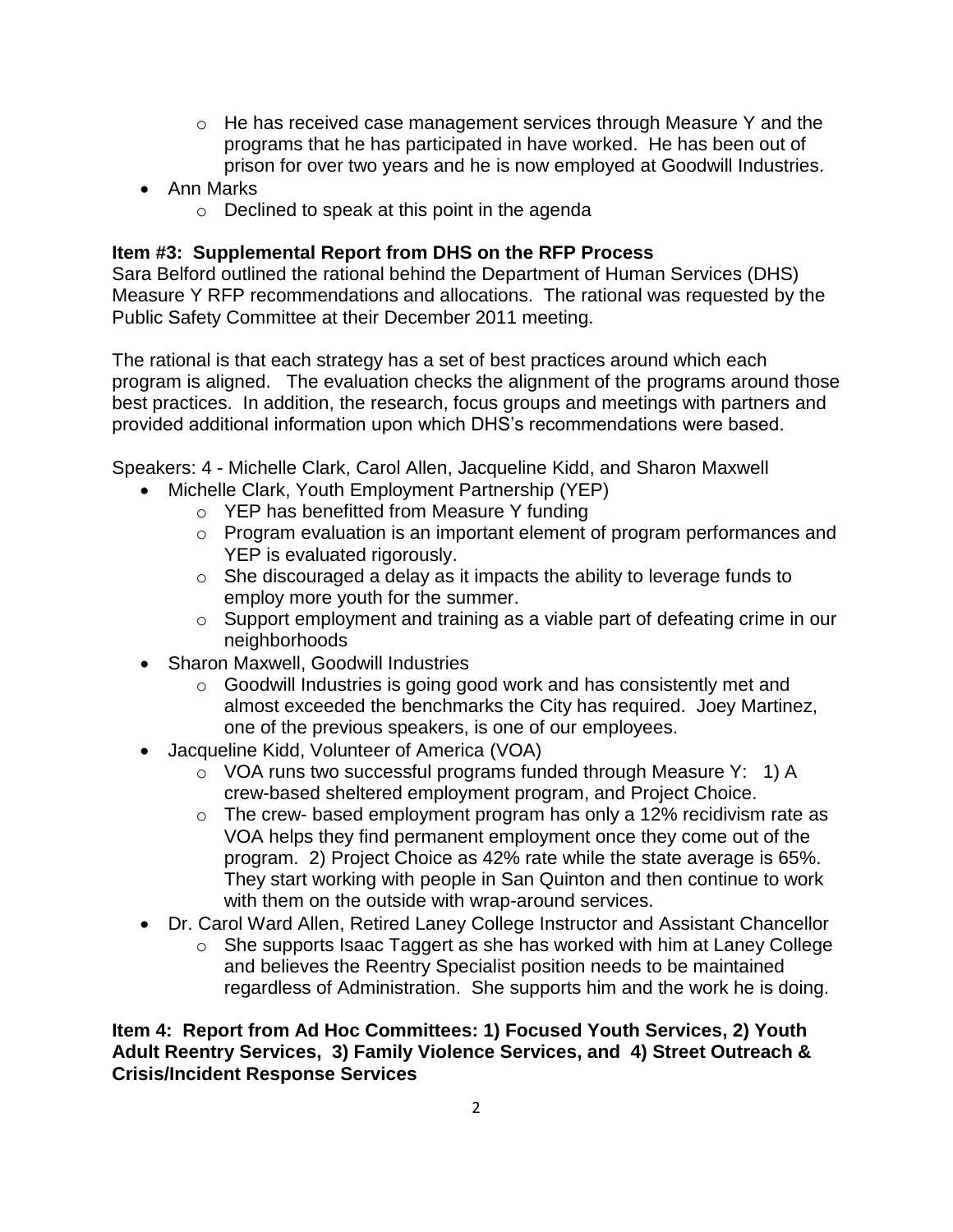- He has received case management services through Measure Y and the programs that he has participated in have worked. He has been out of prison for over two years and he is now employed at Goodwill Industries.
- Ann Marks
  - Declined to speak at this point in the agenda

**Item #3: Supplemental Report from DHS on the RFP Process**

Sara Belford outlined the rational behind the Department of Human Services (DHS) Measure Y RFP recommendations and allocations. The rational was requested by the Public Safety Committee at their December 2011 meeting.

The rational is that each strategy has a set of best practices around which each program is aligned. The evaluation checks the alignment of the programs around those best practices. In addition, the research, focus groups and meetings with partners and provided additional information upon which DHS's recommendations were based.

Speakers: 4 - Michelle Clark, Carol Allen, Jacqueline Kidd, and Sharon Maxwell

- Michelle Clark, Youth Employment Partnership (YEP)
  - YEP has benefitted from Measure Y funding
  - Program evaluation is an important element of program performances and YEP is evaluated rigorously.
  - She discouraged a delay as it impacts the ability to leverage funds to employ more youth for the summer.
  - Support employment and training as a viable part of defeating crime in our neighborhoods
- Sharon Maxwell, Goodwill Industries
  - Goodwill Industries is going good work and has consistently met and almost exceeded the benchmarks the City has required. Joey Martinez, one of the previous speakers, is one of our employees.
- Jacqueline Kidd, Volunteer of America (VOA)
  - VOA runs two successful programs funded through Measure Y: 1) A crew-based sheltered employment program, and Project Choice.
  - The crew- based employment program has only a 12% recidivism rate as VOA helps they find permanent employment once they come out of the program. 2) Project Choice as 42% rate while the state average is 65%. They start working with people in San Quinton and then continue to work with them on the outside with wrap-around services.
- Dr. Carol Ward Allen, Retired Laney College Instructor and Assistant Chancellor
  - She supports Isaac Taggert as she has worked with him at Laney College and believes the Reentry Specialist position needs to be maintained regardless of Administration. She supports him and the work he is doing.

**Item 4: Report from Ad Hoc Committees: 1) Focused Youth Services, 2) Youth Adult Reentry Services, 3) Family Violence Services, and 4) Street Outreach & Crisis/Incident Response Services**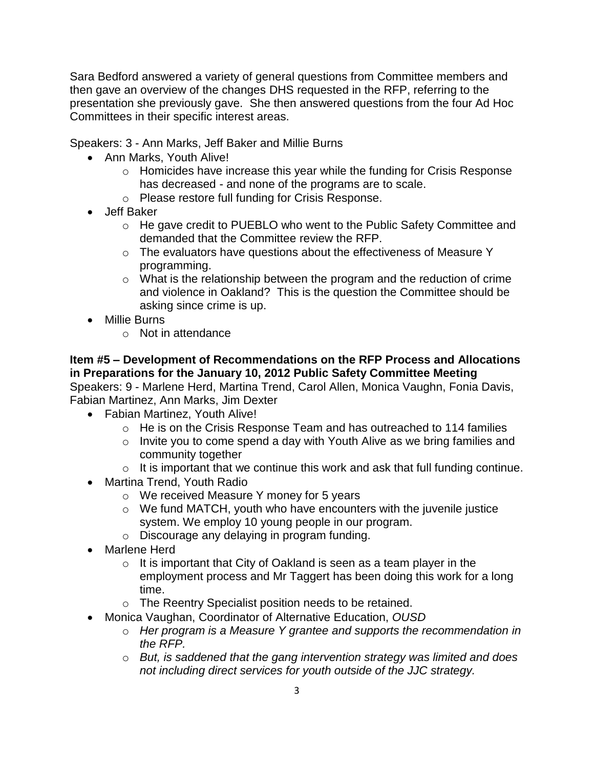Sara Bedford answered a variety of general questions from Committee members and then gave an overview of the changes DHS requested in the RFP, referring to the presentation she previously gave. She then answered questions from the four Ad Hoc Committees in their specific interest areas.

Speakers: 3 - Ann Marks, Jeff Baker and Millie Burns

- Ann Marks, Youth Alive!
  - Homicides have increase this year while the funding for Crisis Response has decreased - and none of the programs are to scale.
  - Please restore full funding for Crisis Response.
- Jeff Baker
  - He gave credit to PUEBLO who went to the Public Safety Committee and demanded that the Committee review the RFP.
  - The evaluators have questions about the effectiveness of Measure Y programming.
  - What is the relationship between the program and the reduction of crime and violence in Oakland? This is the question the Committee should be asking since crime is up.
- Millie Burns
  - Not in attendance

**Item #5 – Development of Recommendations on the RFP Process and Allocations in Preparations for the January 10, 2012 Public Safety Committee Meeting**

Speakers: 9 - Marlene Herd, Martina Trend, Carol Allen, Monica Vaughn, Fonia Davis, Fabian Martinez, Ann Marks, Jim Dexter

- Fabian Martinez, Youth Alive!
  - He is on the Crisis Response Team and has outreached to 114 families
  - Invite you to come spend a day with Youth Alive as we bring families and community together
  - It is important that we continue this work and ask that full funding continue.
- Martina Trend, Youth Radio
  - We received Measure Y money for 5 years
  - We fund MATCH, youth who have encounters with the juvenile justice system. We employ 10 young people in our program.
  - Discourage any delaying in program funding.
- Marlene Herd
  - It is important that City of Oakland is seen as a team player in the employment process and Mr Taggert has been doing this work for a long time.
  - The Reentry Specialist position needs to be retained.
- Monica Vaughan, Coordinator of Alternative Education, *OUSD*
  - *Her program is a Measure Y grantee and supports the recommendation in the RFP.*
  - *But, is saddened that the gang intervention strategy was limited and does not including direct services for youth outside of the JJC strategy.*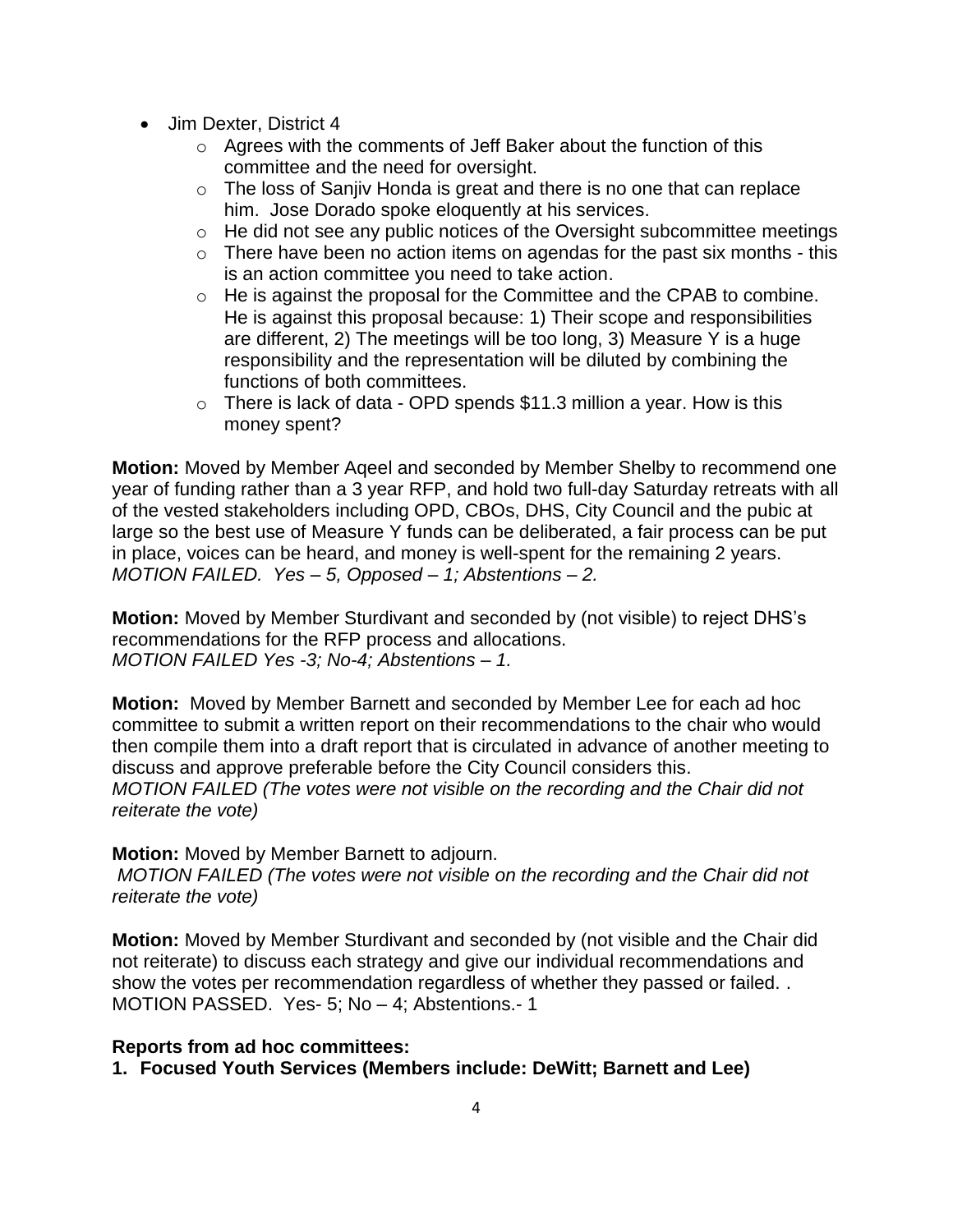- Jim Dexter, District 4
    - Agrees with the comments of Jeff Baker about the function of this committee and the need for oversight.
    - The loss of Sanjiv Honda is great and there is no one that can replace him. Jose Dorado spoke eloquently at his services.
    - He did not see any public notices of the Oversight subcommittee meetings
    - There have been no action items on agendas for the past six months - this is an action committee you need to take action.
    - He is against the proposal for the Committee and the CPAB to combine. He is against this proposal because: 1) Their scope and responsibilities are different, 2) The meetings will be too long, 3) Measure Y is a huge responsibility and the representation will be diluted by combining the functions of both committees.
    - There is lack of data - OPD spends $11.3 million a year. How is this money spent?

**Motion:** Moved by Member Aqeel and seconded by Member Shelby to recommend one year of funding rather than a 3 year RFP, and hold two full-day Saturday retreats with all of the vested stakeholders including OPD, CBOs, DHS, City Council and the pubic at large so the best use of Measure Y funds can be deliberated, a fair process can be put in place, voices can be heard, and money is well-spent for the remaining 2 years.
*MOTION FAILED. Yes – 5, Opposed – 1; Abstentions – 2.*

**Motion:** Moved by Member Sturdivant and seconded by (not visible) to reject DHS's recommendations for the RFP process and allocations.
*MOTION FAILED Yes -3; No-4; Abstentions – 1.*

**Motion:** Moved by Member Barnett and seconded by Member Lee for each ad hoc committee to submit a written report on their recommendations to the chair who would then compile them into a draft report that is circulated in advance of another meeting to discuss and approve preferable before the City Council considers this.
*MOTION FAILED (The votes were not visible on the recording and the Chair did not reiterate the vote)*

**Motion:** Moved by Member Barnett to adjourn.
*MOTION FAILED (The votes were not visible on the recording and the Chair did not reiterate the vote)*

**Motion:** Moved by Member Sturdivant and seconded by (not visible and the Chair did not reiterate) to discuss each strategy and give our individual recommendations and show the votes per recommendation regardless of whether they passed or failed. .
MOTION PASSED. Yes- 5; No – 4; Abstentions.- 1

**Reports from ad hoc committees:**

**1. Focused Youth Services (Members include: DeWitt; Barnett and Lee)**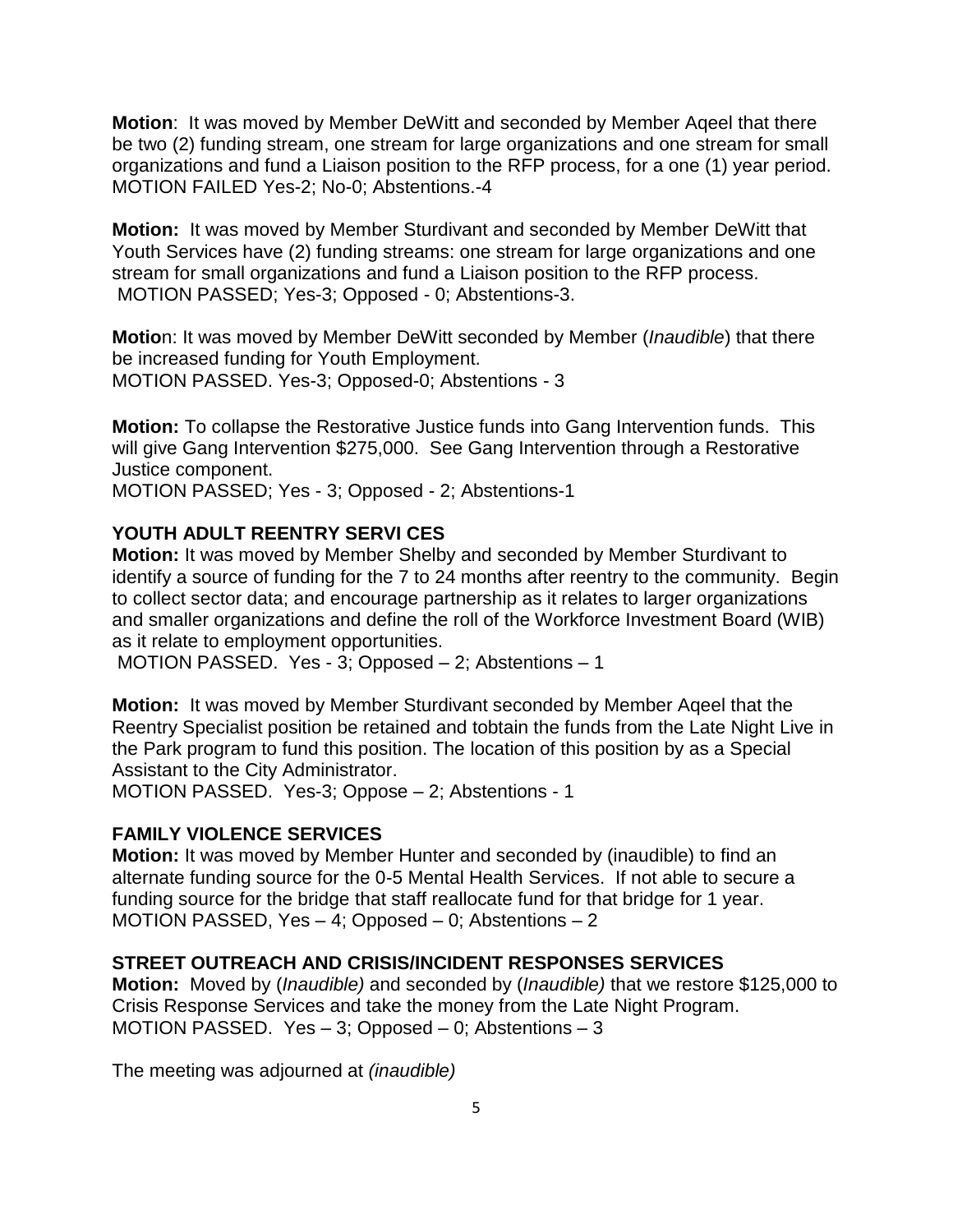**Motion**: It was moved by Member DeWitt and seconded by Member Aqeel that there be two (2) funding stream, one stream for large organizations and one stream for small organizations and fund a Liaison position to the RFP process, for a one (1) year period. MOTION FAILED Yes-2; No-0; Abstentions.-4

**Motion:** It was moved by Member Sturdivant and seconded by Member DeWitt that Youth Services have (2) funding streams: one stream for large organizations and one stream for small organizations and fund a Liaison position to the RFP process. MOTION PASSED; Yes-3; Opposed - 0; Abstentions-3.

**Motio**n: It was moved by Member DeWitt seconded by Member (*Inaudible*) that there be increased funding for Youth Employment.
MOTION PASSED. Yes-3; Opposed-0; Abstentions - 3

**Motion:** To collapse the Restorative Justice funds into Gang Intervention funds. This will give Gang Intervention $275,000. See Gang Intervention through a Restorative Justice component.
MOTION PASSED; Yes - 3; Opposed - 2; Abstentions-1

**YOUTH ADULT REENTRY SERVI CES**

**Motion:** It was moved by Member Shelby and seconded by Member Sturdivant to identify a source of funding for the 7 to 24 months after reentry to the community. Begin to collect sector data; and encourage partnership as it relates to larger organizations and smaller organizations and define the roll of the Workforce Investment Board (WIB) as it relate to employment opportunities.
MOTION PASSED. Yes - 3; Opposed – 2; Abstentions – 1

**Motion:** It was moved by Member Sturdivant seconded by Member Aqeel that the Reentry Specialist position be retained and tobtain the funds from the Late Night Live in the Park program to fund this position. The location of this position by as a Special Assistant to the City Administrator.
MOTION PASSED. Yes-3; Oppose – 2; Abstentions - 1

**FAMILY VIOLENCE SERVICES**

**Motion:** It was moved by Member Hunter and seconded by (inaudible) to find an alternate funding source for the 0-5 Mental Health Services. If not able to secure a funding source for the bridge that staff reallocate fund for that bridge for 1 year.
MOTION PASSED, Yes – 4; Opposed – 0; Abstentions – 2

**STREET OUTREACH AND CRISIS/INCIDENT RESPONSES SERVICES**

**Motion:** Moved by (*Inaudible)* and seconded by (*Inaudible)* that we restore $125,000 to Crisis Response Services and take the money from the Late Night Program.
MOTION PASSED. Yes – 3; Opposed – 0; Abstentions – 3

The meeting was adjourned at *(inaudible)*